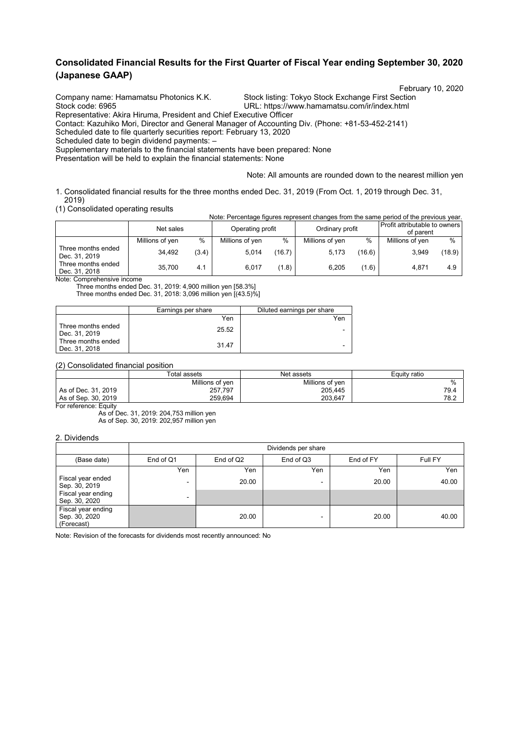# Consolidated Financial Results for the First Quarter of Fiscal Year ending September 30, 2020 (Japanese GAAP)

February 10, 2020

Company name: Hamamatsu Photonics K.K.　　Stock listing: Tokyo Stock Exchange First Section
Stock code: 6965　　URL: https://www.hamamatsu.com/ir/index.html
Representative: Akira Hiruma, President and Chief Executive Officer
Contact: Kazuhiko Mori, Director and General Manager of Accounting Div. (Phone: +81-53-452-2141)
Scheduled date to file quarterly securities report: February 13, 2020
Scheduled date to begin dividend payments: –
Supplementary materials to the financial statements have been prepared: None
Presentation will be held to explain the financial statements: None

Note: All amounts are rounded down to the nearest million yen

1. Consolidated financial results for the three months ended Dec. 31, 2019 (From Oct. 1, 2019 through Dec. 31, 2019)

(1) Consolidated operating results

Note: Percentage figures represent changes from the same period of the previous year.

| | Net sales | | Operating profit | | Ordinary profit | | Profit attributable to owners of parent | |
|---|---|---|---|---|---|---|---|---|
| | Millions of yen | % | Millions of yen | % | Millions of yen | % | Millions of yen | % |
| Three months ended Dec. 31, 2019 | 34,492 | (3.4) | 5,014 | (16.7) | 5,173 | (16.6) | 3,949 | (18.9) |
| Three months ended Dec. 31, 2018 | 35,700 | 4.1 | 6,017 | (1.8) | 6,205 | (1.6) | 4,871 | 4.9 |

Note: Comprehensive income
Three months ended Dec. 31, 2019: 4,900 million yen [58.3%]
Three months ended Dec. 31, 2018: 3,096 million yen [(43.5)%]

| | Earnings per share | Diluted earnings per share |
|---|---|---|
| | Yen | Yen |
| Three months ended Dec. 31, 2019 | 25.52 | - |
| Three months ended Dec. 31, 2018 | 31.47 | - |

(2) Consolidated financial position

| | Total assets | Net assets | Equity ratio |
|---|---|---|---|
| | Millions of yen | Millions of yen | % |
| As of Dec. 31, 2019 | 257,797 | 205,445 | 79.4 |
| As of Sep. 30, 2019 | 259,694 | 203,647 | 78.2 |

For reference: Equity
As of Dec. 31, 2019: 204,753 million yen
As of Sep. 30, 2019: 202,957 million yen

2. Dividends

| | Dividends per share | | | | |
|---|---|---|---|---|---|
| (Base date) | End of Q1 | End of Q2 | End of Q3 | End of FY | Full FY |
| | Yen | Yen | Yen | Yen | Yen |
| Fiscal year ended Sep. 30, 2019 | - | 20.00 | - | 20.00 | 40.00 |
| Fiscal year ending Sep. 30, 2020 | - | | | | |
| Fiscal year ending Sep. 30, 2020 (Forecast) | | 20.00 | - | 20.00 | 40.00 |

Note: Revision of the forecasts for dividends most recently announced: No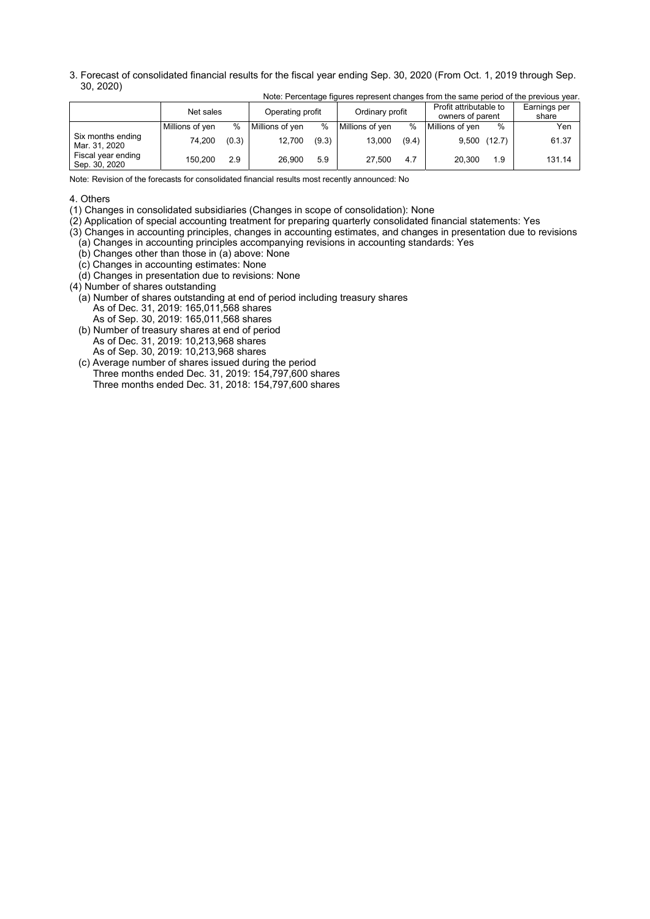3. Forecast of consolidated financial results for the fiscal year ending Sep. 30, 2020 (From Oct. 1, 2019 through Sep. 30, 2020)

Note: Percentage figures represent changes from the same period of the previous year.

| | Net sales | | Operating profit | | Ordinary profit | | Profit attributable to owners of parent | | Earnings per share |
|---|---|---|---|---|---|---|---|---|---|
| | Millions of yen | % | Millions of yen | % | Millions of yen | % | Millions of yen | % | Yen |
| Six months ending Mar. 31, 2020 | 74,200 | (0.3) | 12,700 | (9.3) | 13,000 | (9.4) | 9,500 | (12.7) | 61.37 |
| Fiscal year ending Sep. 30, 2020 | 150,200 | 2.9 | 26,900 | 5.9 | 27,500 | 4.7 | 20,300 | 1.9 | 131.14 |

Note: Revision of the forecasts for consolidated financial results most recently announced: No

4. Others

(1) Changes in consolidated subsidiaries (Changes in scope of consolidation): None

(2) Application of special accounting treatment for preparing quarterly consolidated financial statements: Yes

(3) Changes in accounting principles, changes in accounting estimates, and changes in presentation due to revisions
- (a) Changes in accounting principles accompanying revisions in accounting standards: Yes
- (b) Changes other than those in (a) above: None
- (c) Changes in accounting estimates: None
- (d) Changes in presentation due to revisions: None

(4) Number of shares outstanding
- (a) Number of shares outstanding at end of period including treasury shares
  - As of Dec. 31, 2019: 165,011,568 shares
  - As of Sep. 30, 2019: 165,011,568 shares
- (b) Number of treasury shares at end of period
  - As of Dec. 31, 2019: 10,213,968 shares
  - As of Sep. 30, 2019: 10,213,968 shares
- (c) Average number of shares issued during the period
  - Three months ended Dec. 31, 2019: 154,797,600 shares
  - Three months ended Dec. 31, 2018: 154,797,600 shares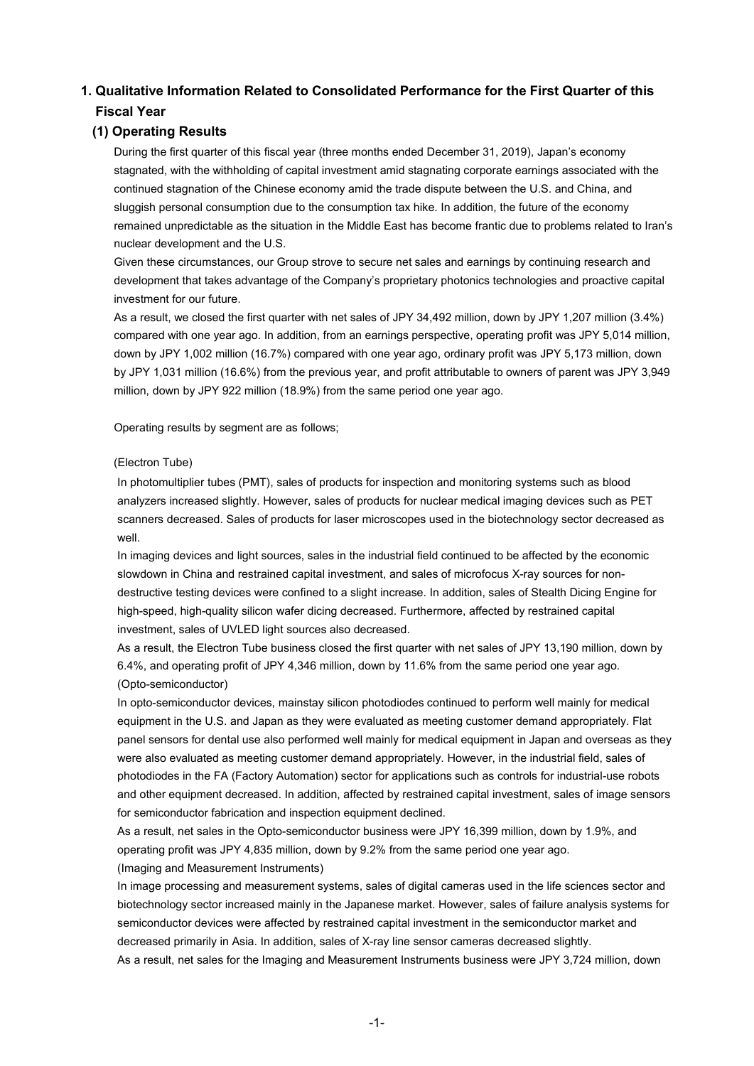# 1. Qualitative Information Related to Consolidated Performance for the First Quarter of this Fiscal Year

## (1) Operating Results

During the first quarter of this fiscal year (three months ended December 31, 2019), Japan's economy stagnated, with the withholding of capital investment amid stagnating corporate earnings associated with the continued stagnation of the Chinese economy amid the trade dispute between the U.S. and China, and sluggish personal consumption due to the consumption tax hike. In addition, the future of the economy remained unpredictable as the situation in the Middle East has become frantic due to problems related to Iran's nuclear development and the U.S.

Given these circumstances, our Group strove to secure net sales and earnings by continuing research and development that takes advantage of the Company's proprietary photonics technologies and proactive capital investment for our future.

As a result, we closed the first quarter with net sales of JPY 34,492 million, down by JPY 1,207 million (3.4%) compared with one year ago. In addition, from an earnings perspective, operating profit was JPY 5,014 million, down by JPY 1,002 million (16.7%) compared with one year ago, ordinary profit was JPY 5,173 million, down by JPY 1,031 million (16.6%) from the previous year, and profit attributable to owners of parent was JPY 3,949 million, down by JPY 922 million (18.9%) from the same period one year ago.

Operating results by segment are as follows;

(Electron Tube)

In photomultiplier tubes (PMT), sales of products for inspection and monitoring systems such as blood analyzers increased slightly. However, sales of products for nuclear medical imaging devices such as PET scanners decreased. Sales of products for laser microscopes used in the biotechnology sector decreased as well.

In imaging devices and light sources, sales in the industrial field continued to be affected by the economic slowdown in China and restrained capital investment, and sales of microfocus X-ray sources for non-destructive testing devices were confined to a slight increase. In addition, sales of Stealth Dicing Engine for high-speed, high-quality silicon wafer dicing decreased. Furthermore, affected by restrained capital investment, sales of UVLED light sources also decreased.

As a result, the Electron Tube business closed the first quarter with net sales of JPY 13,190 million, down by 6.4%, and operating profit of JPY 4,346 million, down by 11.6% from the same period one year ago.

(Opto-semiconductor)

In opto-semiconductor devices, mainstay silicon photodiodes continued to perform well mainly for medical equipment in the U.S. and Japan as they were evaluated as meeting customer demand appropriately. Flat panel sensors for dental use also performed well mainly for medical equipment in Japan and overseas as they were also evaluated as meeting customer demand appropriately. However, in the industrial field, sales of photodiodes in the FA (Factory Automation) sector for applications such as controls for industrial-use robots and other equipment decreased. In addition, affected by restrained capital investment, sales of image sensors for semiconductor fabrication and inspection equipment declined.

As a result, net sales in the Opto-semiconductor business were JPY 16,399 million, down by 1.9%, and operating profit was JPY 4,835 million, down by 9.2% from the same period one year ago.

(Imaging and Measurement Instruments)

In image processing and measurement systems, sales of digital cameras used in the life sciences sector and biotechnology sector increased mainly in the Japanese market. However, sales of failure analysis systems for semiconductor devices were affected by restrained capital investment in the semiconductor market and decreased primarily in Asia. In addition, sales of X-ray line sensor cameras decreased slightly.

As a result, net sales for the Imaging and Measurement Instruments business were JPY 3,724 million, down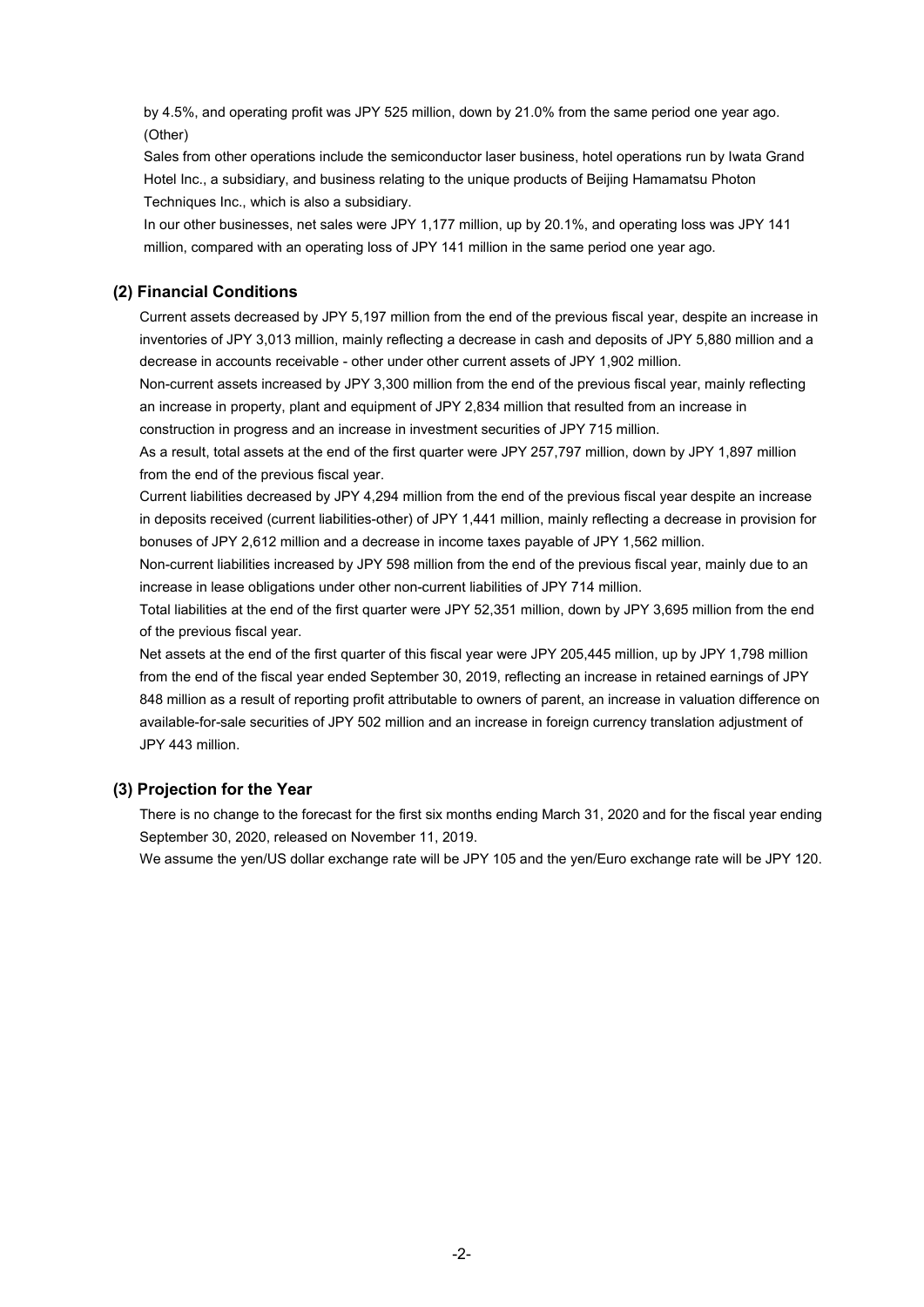by 4.5%, and operating profit was JPY 525 million, down by 21.0% from the same period one year ago.

(Other)

Sales from other operations include the semiconductor laser business, hotel operations run by Iwata Grand Hotel Inc., a subsidiary, and business relating to the unique products of Beijing Hamamatsu Photon Techniques Inc., which is also a subsidiary.

In our other businesses, net sales were JPY 1,177 million, up by 20.1%, and operating loss was JPY 141 million, compared with an operating loss of JPY 141 million in the same period one year ago.

## (2) Financial Conditions

Current assets decreased by JPY 5,197 million from the end of the previous fiscal year, despite an increase in inventories of JPY 3,013 million, mainly reflecting a decrease in cash and deposits of JPY 5,880 million and a decrease in accounts receivable - other under other current assets of JPY 1,902 million.

Non-current assets increased by JPY 3,300 million from the end of the previous fiscal year, mainly reflecting an increase in property, plant and equipment of JPY 2,834 million that resulted from an increase in construction in progress and an increase in investment securities of JPY 715 million.

As a result, total assets at the end of the first quarter were JPY 257,797 million, down by JPY 1,897 million from the end of the previous fiscal year.

Current liabilities decreased by JPY 4,294 million from the end of the previous fiscal year despite an increase in deposits received (current liabilities-other) of JPY 1,441 million, mainly reflecting a decrease in provision for bonuses of JPY 2,612 million and a decrease in income taxes payable of JPY 1,562 million.

Non-current liabilities increased by JPY 598 million from the end of the previous fiscal year, mainly due to an increase in lease obligations under other non-current liabilities of JPY 714 million.

Total liabilities at the end of the first quarter were JPY 52,351 million, down by JPY 3,695 million from the end of the previous fiscal year.

Net assets at the end of the first quarter of this fiscal year were JPY 205,445 million, up by JPY 1,798 million from the end of the fiscal year ended September 30, 2019, reflecting an increase in retained earnings of JPY 848 million as a result of reporting profit attributable to owners of parent, an increase in valuation difference on available-for-sale securities of JPY 502 million and an increase in foreign currency translation adjustment of JPY 443 million.

## (3) Projection for the Year

There is no change to the forecast for the first six months ending March 31, 2020 and for the fiscal year ending September 30, 2020, released on November 11, 2019.

We assume the yen/US dollar exchange rate will be JPY 105 and the yen/Euro exchange rate will be JPY 120.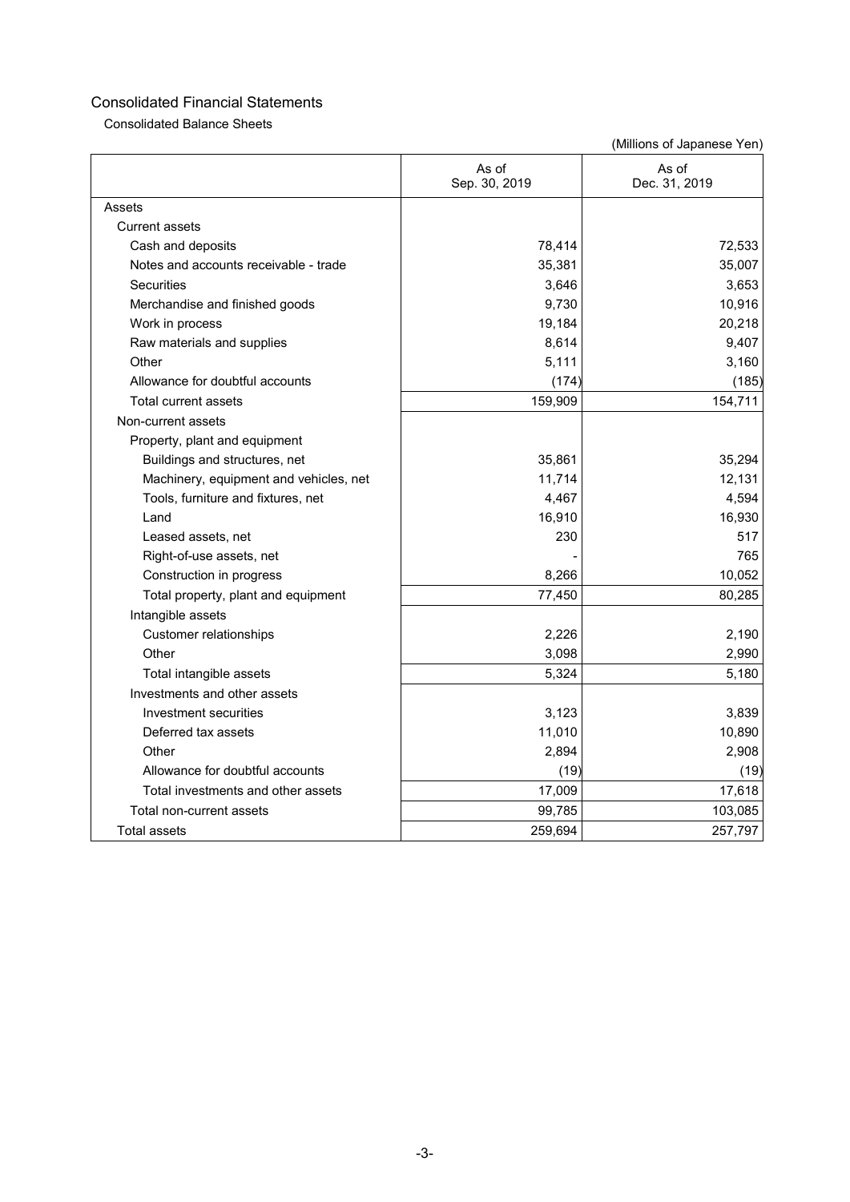# Consolidated Financial Statements

## Consolidated Balance Sheets

(Millions of Japanese Yen)

| | As of Sep. 30, 2019 | As of Dec. 31, 2019 |
|---|---|---|
| Assets | | |
| Current assets | | |
| Cash and deposits | 78,414 | 72,533 |
| Notes and accounts receivable - trade | 35,381 | 35,007 |
| Securities | 3,646 | 3,653 |
| Merchandise and finished goods | 9,730 | 10,916 |
| Work in process | 19,184 | 20,218 |
| Raw materials and supplies | 8,614 | 9,407 |
| Other | 5,111 | 3,160 |
| Allowance for doubtful accounts | (174) | (185) |
| Total current assets | 159,909 | 154,711 |
| Non-current assets | | |
| Property, plant and equipment | | |
| Buildings and structures, net | 35,861 | 35,294 |
| Machinery, equipment and vehicles, net | 11,714 | 12,131 |
| Tools, furniture and fixtures, net | 4,467 | 4,594 |
| Land | 16,910 | 16,930 |
| Leased assets, net | 230 | 517 |
| Right-of-use assets, net | - | 765 |
| Construction in progress | 8,266 | 10,052 |
| Total property, plant and equipment | 77,450 | 80,285 |
| Intangible assets | | |
| Customer relationships | 2,226 | 2,190 |
| Other | 3,098 | 2,990 |
| Total intangible assets | 5,324 | 5,180 |
| Investments and other assets | | |
| Investment securities | 3,123 | 3,839 |
| Deferred tax assets | 11,010 | 10,890 |
| Other | 2,894 | 2,908 |
| Allowance for doubtful accounts | (19) | (19) |
| Total investments and other assets | 17,009 | 17,618 |
| Total non-current assets | 99,785 | 103,085 |
| Total assets | 259,694 | 257,797 |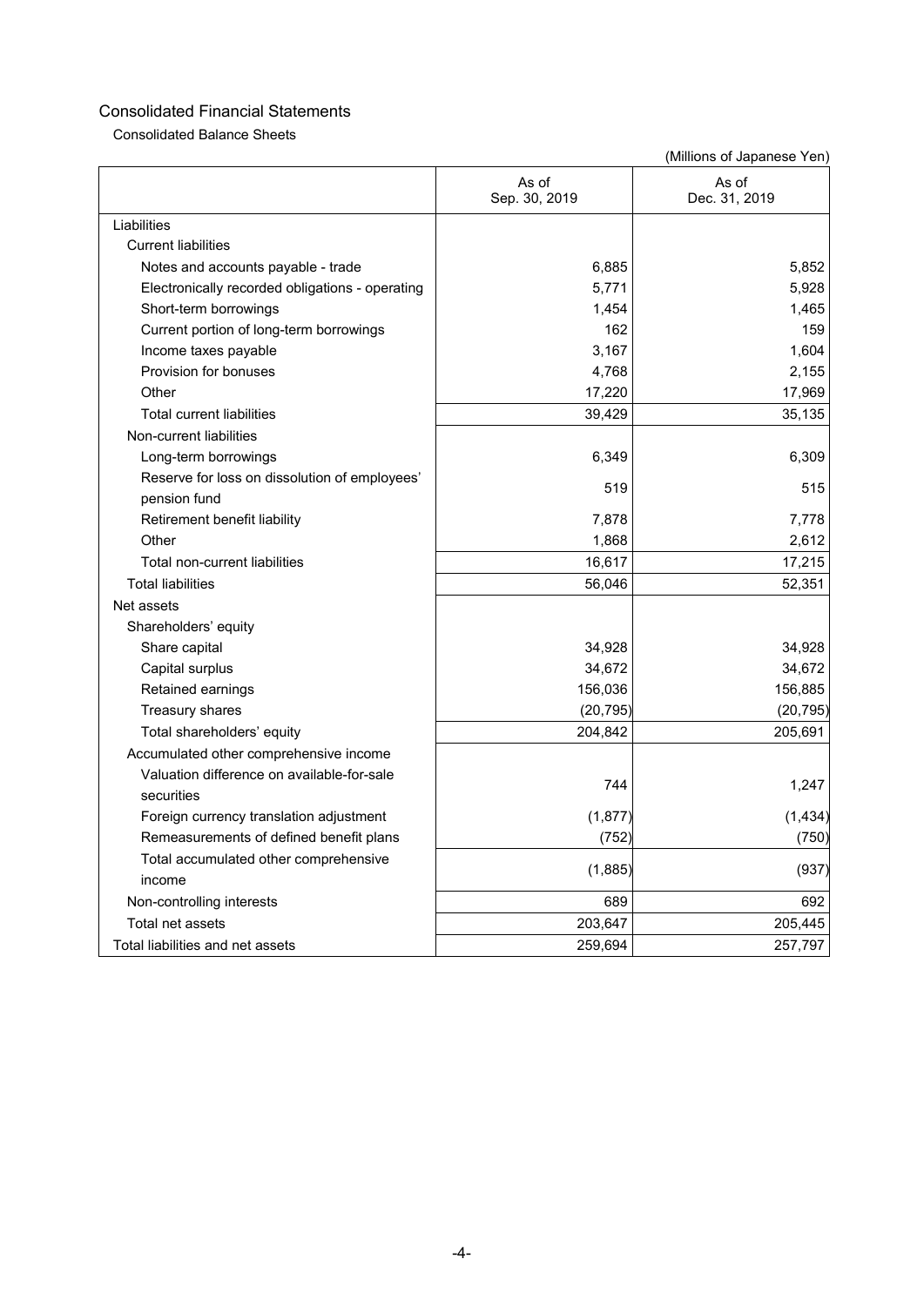## Consolidated Financial Statements

### Consolidated Balance Sheets

(Millions of Japanese Yen)

| | As of Sep. 30, 2019 | As of Dec. 31, 2019 |
|---|---|---|
| Liabilities | | |
| Current liabilities | | |
| Notes and accounts payable - trade | 6,885 | 5,852 |
| Electronically recorded obligations - operating | 5,771 | 5,928 |
| Short-term borrowings | 1,454 | 1,465 |
| Current portion of long-term borrowings | 162 | 159 |
| Income taxes payable | 3,167 | 1,604 |
| Provision for bonuses | 4,768 | 2,155 |
| Other | 17,220 | 17,969 |
| Total current liabilities | 39,429 | 35,135 |
| Non-current liabilities | | |
| Long-term borrowings | 6,349 | 6,309 |
| Reserve for loss on dissolution of employees' pension fund | 519 | 515 |
| Retirement benefit liability | 7,878 | 7,778 |
| Other | 1,868 | 2,612 |
| Total non-current liabilities | 16,617 | 17,215 |
| Total liabilities | 56,046 | 52,351 |
| Net assets | | |
| Shareholders' equity | | |
| Share capital | 34,928 | 34,928 |
| Capital surplus | 34,672 | 34,672 |
| Retained earnings | 156,036 | 156,885 |
| Treasury shares | (20,795) | (20,795) |
| Total shareholders' equity | 204,842 | 205,691 |
| Accumulated other comprehensive income | | |
| Valuation difference on available-for-sale securities | 744 | 1,247 |
| Foreign currency translation adjustment | (1,877) | (1,434) |
| Remeasurements of defined benefit plans | (752) | (750) |
| Total accumulated other comprehensive income | (1,885) | (937) |
| Non-controlling interests | 689 | 692 |
| Total net assets | 203,647 | 205,445 |
| Total liabilities and net assets | 259,694 | 257,797 |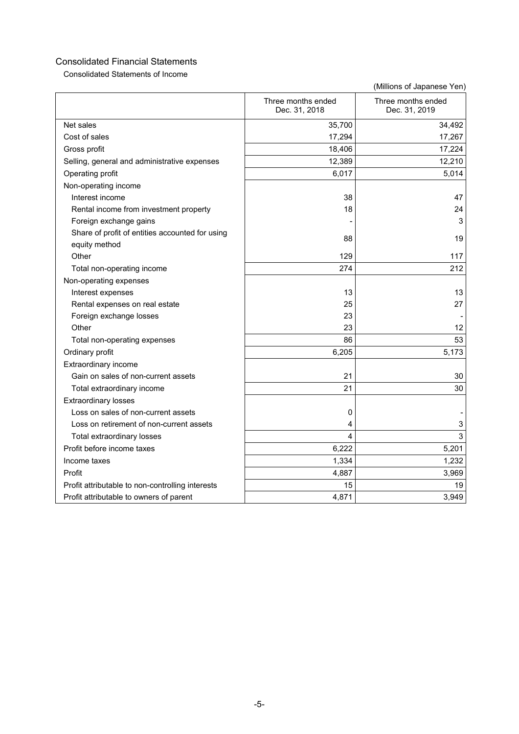# Consolidated Financial Statements

## Consolidated Statements of Income

(Millions of Japanese Yen)

| | Three months ended Dec. 31, 2018 | Three months ended Dec. 31, 2019 |
|---|---|---|
| Net sales | 35,700 | 34,492 |
| Cost of sales | 17,294 | 17,267 |
| Gross profit | 18,406 | 17,224 |
| Selling, general and administrative expenses | 12,389 | 12,210 |
| Operating profit | 6,017 | 5,014 |
| Non-operating income | | |
| Interest income | 38 | 47 |
| Rental income from investment property | 18 | 24 |
| Foreign exchange gains | - | 3 |
| Share of profit of entities accounted for using equity method | 88 | 19 |
| Other | 129 | 117 |
| Total non-operating income | 274 | 212 |
| Non-operating expenses | | |
| Interest expenses | 13 | 13 |
| Rental expenses on real estate | 25 | 27 |
| Foreign exchange losses | 23 | - |
| Other | 23 | 12 |
| Total non-operating expenses | 86 | 53 |
| Ordinary profit | 6,205 | 5,173 |
| Extraordinary income | | |
| Gain on sales of non-current assets | 21 | 30 |
| Total extraordinary income | 21 | 30 |
| Extraordinary losses | | |
| Loss on sales of non-current assets | 0 | - |
| Loss on retirement of non-current assets | 4 | 3 |
| Total extraordinary losses | 4 | 3 |
| Profit before income taxes | 6,222 | 5,201 |
| Income taxes | 1,334 | 1,232 |
| Profit | 4,887 | 3,969 |
| Profit attributable to non-controlling interests | 15 | 19 |
| Profit attributable to owners of parent | 4,871 | 3,949 |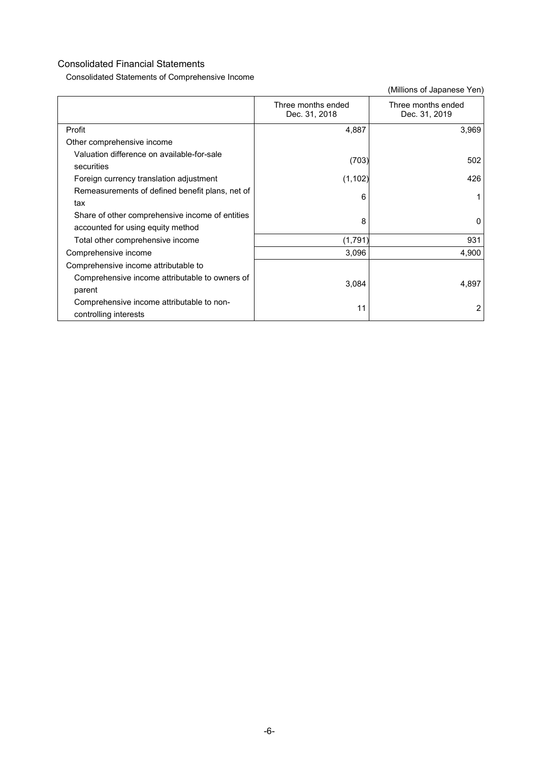## Consolidated Financial Statements

### Consolidated Statements of Comprehensive Income

(Millions of Japanese Yen)

| | Three months ended Dec. 31, 2018 | Three months ended Dec. 31, 2019 |
|---|---|---|
| Profit | 4,887 | 3,969 |
| Other comprehensive income | | |
| Valuation difference on available-for-sale securities | (703) | 502 |
| Foreign currency translation adjustment | (1,102) | 426 |
| Remeasurements of defined benefit plans, net of tax | 6 | 1 |
| Share of other comprehensive income of entities accounted for using equity method | 8 | 0 |
| Total other comprehensive income | (1,791) | 931 |
| Comprehensive income | 3,096 | 4,900 |
| Comprehensive income attributable to | | |
| Comprehensive income attributable to owners of parent | 3,084 | 4,897 |
| Comprehensive income attributable to non-controlling interests | 11 | 2 |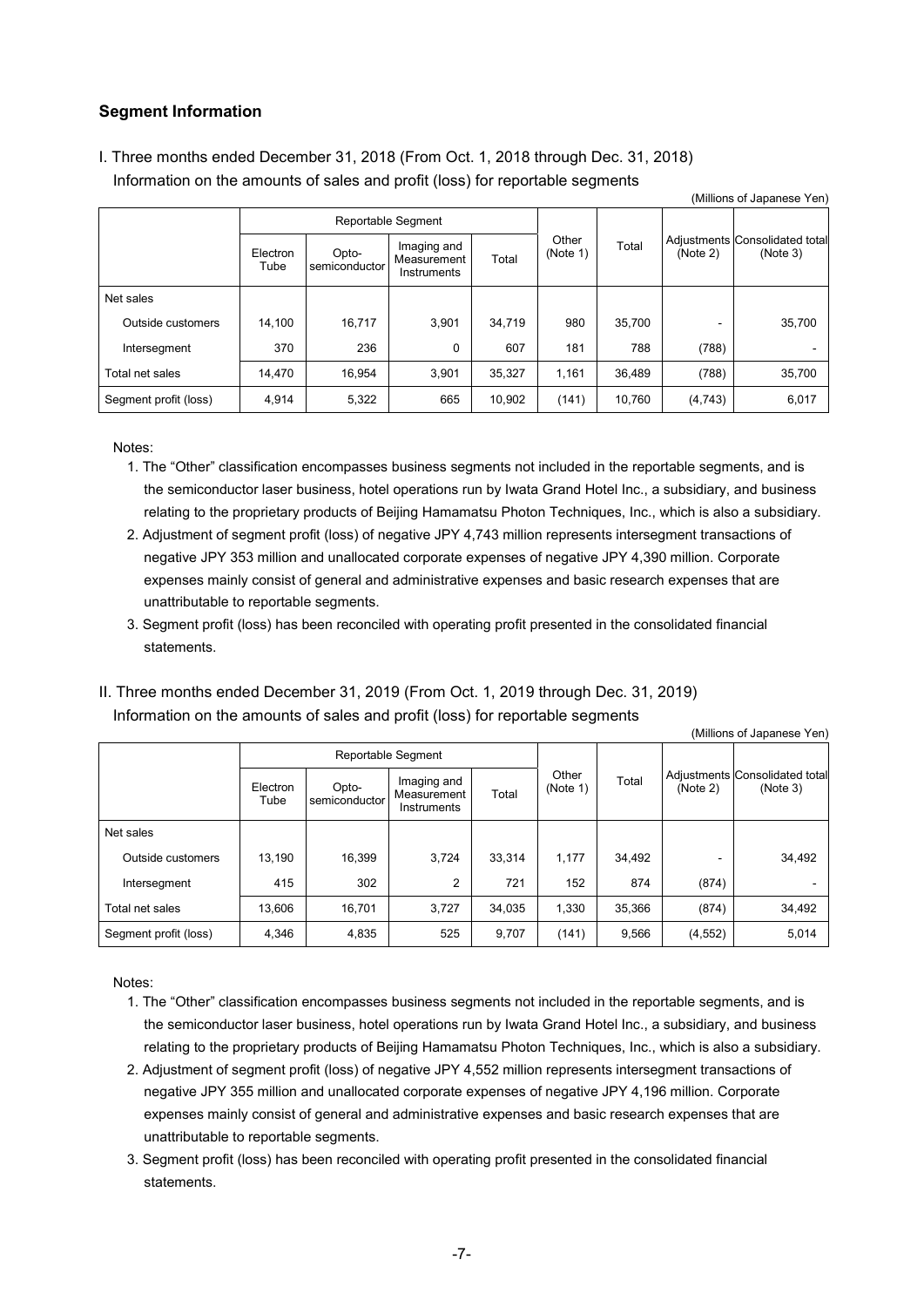## Segment Information

I. Three months ended December 31, 2018 (From Oct. 1, 2018 through Dec. 31, 2018)
Information on the amounts of sales and profit (loss) for reportable segments

(Millions of Japanese Yen)

| | Reportable Segment | | | | Other (Note 1) | Total | Adjustments (Note 2) | Consolidated total (Note 3) |
|---|---|---|---|---|---|---|---|---|
| | Electron Tube | Opto-semiconductor | Imaging and Measurement Instruments | Total | | | | |
| Net sales | | | | | | | | |
| Outside customers | 14,100 | 16,717 | 3,901 | 34,719 | 980 | 35,700 | - | 35,700 |
| Intersegment | 370 | 236 | 0 | 607 | 181 | 788 | (788) | - |
| Total net sales | 14,470 | 16,954 | 3,901 | 35,327 | 1,161 | 36,489 | (788) | 35,700 |
| Segment profit (loss) | 4,914 | 5,322 | 665 | 10,902 | (141) | 10,760 | (4,743) | 6,017 |

Notes:

1. The "Other" classification encompasses business segments not included in the reportable segments, and is the semiconductor laser business, hotel operations run by Iwata Grand Hotel Inc., a subsidiary, and business relating to the proprietary products of Beijing Hamamatsu Photon Techniques, Inc., which is also a subsidiary.
2. Adjustment of segment profit (loss) of negative JPY 4,743 million represents intersegment transactions of negative JPY 353 million and unallocated corporate expenses of negative JPY 4,390 million. Corporate expenses mainly consist of general and administrative expenses and basic research expenses that are unattributable to reportable segments.
3. Segment profit (loss) has been reconciled with operating profit presented in the consolidated financial statements.

II. Three months ended December 31, 2019 (From Oct. 1, 2019 through Dec. 31, 2019)
Information on the amounts of sales and profit (loss) for reportable segments

(Millions of Japanese Yen)

| | Reportable Segment | | | | Other (Note 1) | Total | Adjustments (Note 2) | Consolidated total (Note 3) |
|---|---|---|---|---|---|---|---|---|
| | Electron Tube | Opto-semiconductor | Imaging and Measurement Instruments | Total | | | | |
| Net sales | | | | | | | | |
| Outside customers | 13,190 | 16,399 | 3,724 | 33,314 | 1,177 | 34,492 | - | 34,492 |
| Intersegment | 415 | 302 | 2 | 721 | 152 | 874 | (874) | - |
| Total net sales | 13,606 | 16,701 | 3,727 | 34,035 | 1,330 | 35,366 | (874) | 34,492 |
| Segment profit (loss) | 4,346 | 4,835 | 525 | 9,707 | (141) | 9,566 | (4,552) | 5,014 |

Notes:

1. The "Other" classification encompasses business segments not included in the reportable segments, and is the semiconductor laser business, hotel operations run by Iwata Grand Hotel Inc., a subsidiary, and business relating to the proprietary products of Beijing Hamamatsu Photon Techniques, Inc., which is also a subsidiary.
2. Adjustment of segment profit (loss) of negative JPY 4,552 million represents intersegment transactions of negative JPY 355 million and unallocated corporate expenses of negative JPY 4,196 million. Corporate expenses mainly consist of general and administrative expenses and basic research expenses that are unattributable to reportable segments.
3. Segment profit (loss) has been reconciled with operating profit presented in the consolidated financial statements.